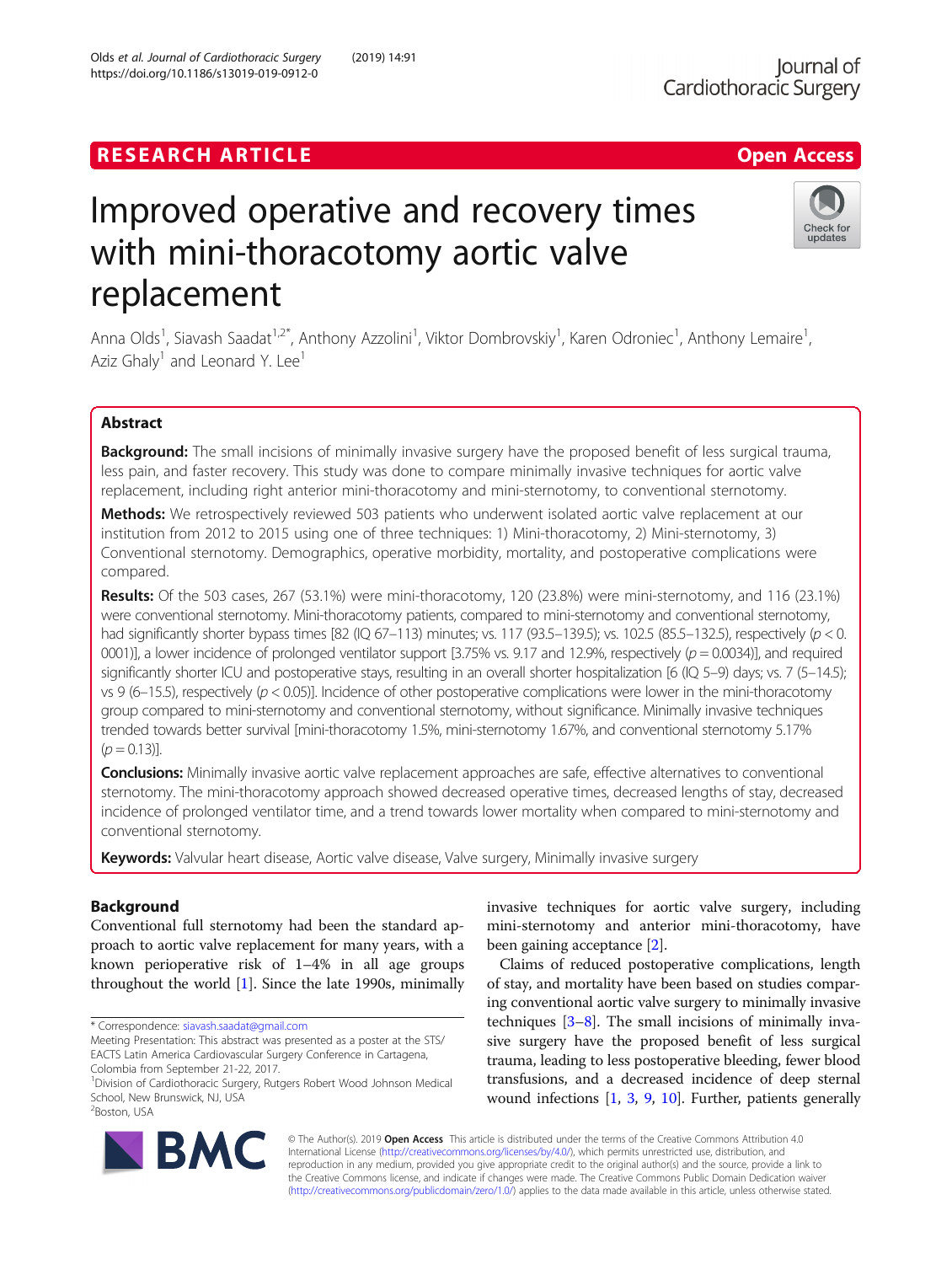RESEARCH ARTICLE

Open Access

# Improved operative and recovery times with mini-thoracotomy aortic valve replacement

Anna Olds[1], Siavash Saadat[1,2*], Anthony Azzolini[1], Viktor Dombrovskiy[1], Karen Odroniec[1], Anthony Lemaire[1], Aziz Ghaly[1] and Leonard Y. Lee[1]

## Abstract

**Background:** The small incisions of minimally invasive surgery have the proposed benefit of less surgical trauma, less pain, and faster recovery. This study was done to compare minimally invasive techniques for aortic valve replacement, including right anterior mini-thoracotomy and mini-sternotomy, to conventional sternotomy.

**Methods:** We retrospectively reviewed 503 patients who underwent isolated aortic valve replacement at our institution from 2012 to 2015 using one of three techniques: 1) Mini-thoracotomy, 2) Mini-sternotomy, 3) Conventional sternotomy. Demographics, operative morbidity, mortality, and postoperative complications were compared.

**Results:** Of the 503 cases, 267 (53.1%) were mini-thoracotomy, 120 (23.8%) were mini-sternotomy, and 116 (23.1%) were conventional sternotomy. Mini-thoracotomy patients, compared to mini-sternotomy and conventional sternotomy, had significantly shorter bypass times [82 (IQ 67–113) minutes; vs. 117 (93.5–139.5); vs. 102.5 (85.5–132.5), respectively ($p < 0.0001$)], a lower incidence of prolonged ventilator support [3.75% vs. 9.17 and 12.9%, respectively ($p = 0.0034$)], and required significantly shorter ICU and postoperative stays, resulting in an overall shorter hospitalization [6 (IQ 5–9) days; vs. 7 (5–14.5); vs 9 (6–15.5), respectively ($p < 0.05$)]. Incidence of other postoperative complications were lower in the mini-thoracotomy group compared to mini-sternotomy and conventional sternotomy, without significance. Minimally invasive techniques trended towards better survival [mini-thoracotomy 1.5%, mini-sternotomy 1.67%, and conventional sternotomy 5.17% ($p = 0.13$)].

**Conclusions:** Minimally invasive aortic valve replacement approaches are safe, effective alternatives to conventional sternotomy. The mini-thoracotomy approach showed decreased operative times, decreased lengths of stay, decreased incidence of prolonged ventilator time, and a trend towards lower mortality when compared to mini-sternotomy and conventional sternotomy.

**Keywords:** Valvular heart disease, Aortic valve disease, Valve surgery, Minimally invasive surgery

## Background

Conventional full sternotomy had been the standard approach to aortic valve replacement for many years, with a known perioperative risk of 1–4% in all age groups throughout the world [1]. Since the late 1990s, minimally invasive techniques for aortic valve surgery, including mini-sternotomy and anterior mini-thoracotomy, have been gaining acceptance [2].

Claims of reduced postoperative complications, length of stay, and mortality have been based on studies comparing conventional aortic valve surgery to minimally invasive techniques [3–8]. The small incisions of minimally invasive surgery have the proposed benefit of less surgical trauma, leading to less postoperative bleeding, fewer blood transfusions, and a decreased incidence of deep sternal wound infections [1, 3, 9, 10]. Further, patients generally

\* Correspondence: siavash.saadat@gmail.com

Meeting Presentation: This abstract was presented as a poster at the STS/EACTS Latin America Cardiovascular Surgery Conference in Cartagena, Colombia from September 21-22, 2017.

[1]Division of Cardiothoracic Surgery, Rutgers Robert Wood Johnson Medical School, New Brunswick, NJ, USA

[2]Boston, USA

© The Author(s). 2019 **Open Access** This article is distributed under the terms of the Creative Commons Attribution 4.0 International License (http://creativecommons.org/licenses/by/4.0/), which permits unrestricted use, distribution, and reproduction in any medium, provided you give appropriate credit to the original author(s) and the source, provide a link to the Creative Commons license, and indicate if changes were made. The Creative Commons Public Domain Dedication waiver (http://creativecommons.org/publicdomain/zero/1.0/) applies to the data made available in this article, unless otherwise stated.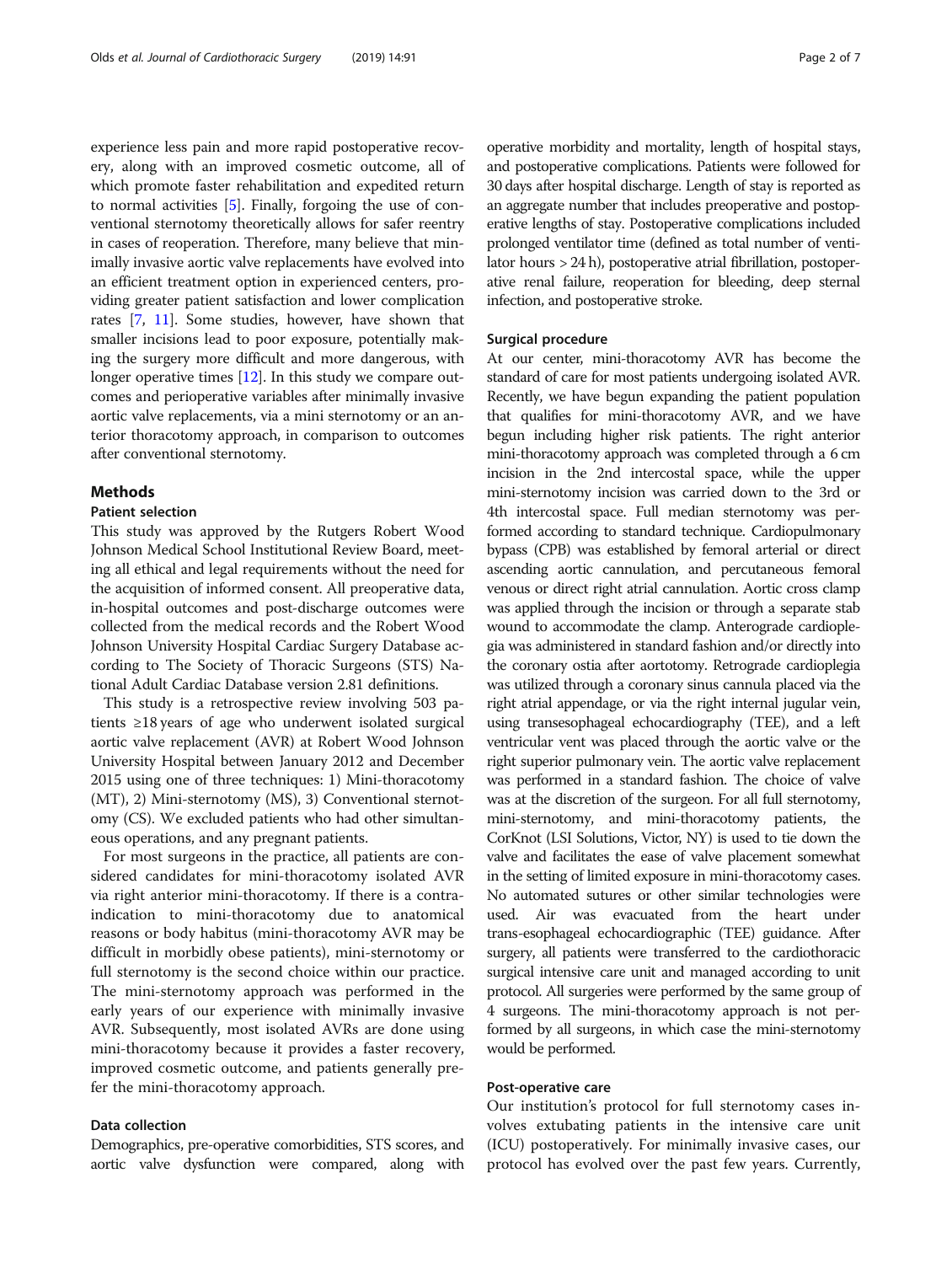experience less pain and more rapid postoperative recovery, along with an improved cosmetic outcome, all of which promote faster rehabilitation and expedited return to normal activities [5]. Finally, forgoing the use of conventional sternotomy theoretically allows for safer reentry in cases of reoperation. Therefore, many believe that minimally invasive aortic valve replacements have evolved into an efficient treatment option in experienced centers, providing greater patient satisfaction and lower complication rates [7, 11]. Some studies, however, have shown that smaller incisions lead to poor exposure, potentially making the surgery more difficult and more dangerous, with longer operative times [12]. In this study we compare outcomes and perioperative variables after minimally invasive aortic valve replacements, via a mini sternotomy or an anterior thoracotomy approach, in comparison to outcomes after conventional sternotomy.

## Methods

### Patient selection

This study was approved by the Rutgers Robert Wood Johnson Medical School Institutional Review Board, meeting all ethical and legal requirements without the need for the acquisition of informed consent. All preoperative data, in-hospital outcomes and post-discharge outcomes were collected from the medical records and the Robert Wood Johnson University Hospital Cardiac Surgery Database according to The Society of Thoracic Surgeons (STS) National Adult Cardiac Database version 2.81 definitions.

This study is a retrospective review involving 503 patients ≥18 years of age who underwent isolated surgical aortic valve replacement (AVR) at Robert Wood Johnson University Hospital between January 2012 and December 2015 using one of three techniques: 1) Mini-thoracotomy (MT), 2) Mini-sternotomy (MS), 3) Conventional sternotomy (CS). We excluded patients who had other simultaneous operations, and any pregnant patients.

For most surgeons in the practice, all patients are considered candidates for mini-thoracotomy isolated AVR via right anterior mini-thoracotomy. If there is a contraindication to mini-thoracotomy due to anatomical reasons or body habitus (mini-thoracotomy AVR may be difficult in morbidly obese patients), mini-sternotomy or full sternotomy is the second choice within our practice. The mini-sternotomy approach was performed in the early years of our experience with minimally invasive AVR. Subsequently, most isolated AVRs are done using mini-thoracotomy because it provides a faster recovery, improved cosmetic outcome, and patients generally prefer the mini-thoracotomy approach.

### Data collection

Demographics, pre-operative comorbidities, STS scores, and aortic valve dysfunction were compared, along with operative morbidity and mortality, length of hospital stays, and postoperative complications. Patients were followed for 30 days after hospital discharge. Length of stay is reported as an aggregate number that includes preoperative and postoperative lengths of stay. Postoperative complications included prolonged ventilator time (defined as total number of ventilator hours > 24 h), postoperative atrial fibrillation, postoperative renal failure, reoperation for bleeding, deep sternal infection, and postoperative stroke.

### Surgical procedure

At our center, mini-thoracotomy AVR has become the standard of care for most patients undergoing isolated AVR. Recently, we have begun expanding the patient population that qualifies for mini-thoracotomy AVR, and we have begun including higher risk patients. The right anterior mini-thoracotomy approach was completed through a 6 cm incision in the 2nd intercostal space, while the upper mini-sternotomy incision was carried down to the 3rd or 4th intercostal space. Full median sternotomy was performed according to standard technique. Cardiopulmonary bypass (CPB) was established by femoral arterial or direct ascending aortic cannulation, and percutaneous femoral venous or direct right atrial cannulation. Aortic cross clamp was applied through the incision or through a separate stab wound to accommodate the clamp. Anterograde cardioplegia was administered in standard fashion and/or directly into the coronary ostia after aortotomy. Retrograde cardioplegia was utilized through a coronary sinus cannula placed via the right atrial appendage, or via the right internal jugular vein, using transesophageal echocardiography (TEE), and a left ventricular vent was placed through the aortic valve or the right superior pulmonary vein. The aortic valve replacement was performed in a standard fashion. The choice of valve was at the discretion of the surgeon. For all full sternotomy, mini-sternotomy, and mini-thoracotomy patients, the CorKnot (LSI Solutions, Victor, NY) is used to tie down the valve and facilitates the ease of valve placement somewhat in the setting of limited exposure in mini-thoracotomy cases. No automated sutures or other similar technologies were used. Air was evacuated from the heart under trans-esophageal echocardiographic (TEE) guidance. After surgery, all patients were transferred to the cardiothoracic surgical intensive care unit and managed according to unit protocol. All surgeries were performed by the same group of 4 surgeons. The mini-thoracotomy approach is not performed by all surgeons, in which case the mini-sternotomy would be performed.

### Post-operative care

Our institution's protocol for full sternotomy cases involves extubating patients in the intensive care unit (ICU) postoperatively. For minimally invasive cases, our protocol has evolved over the past few years. Currently,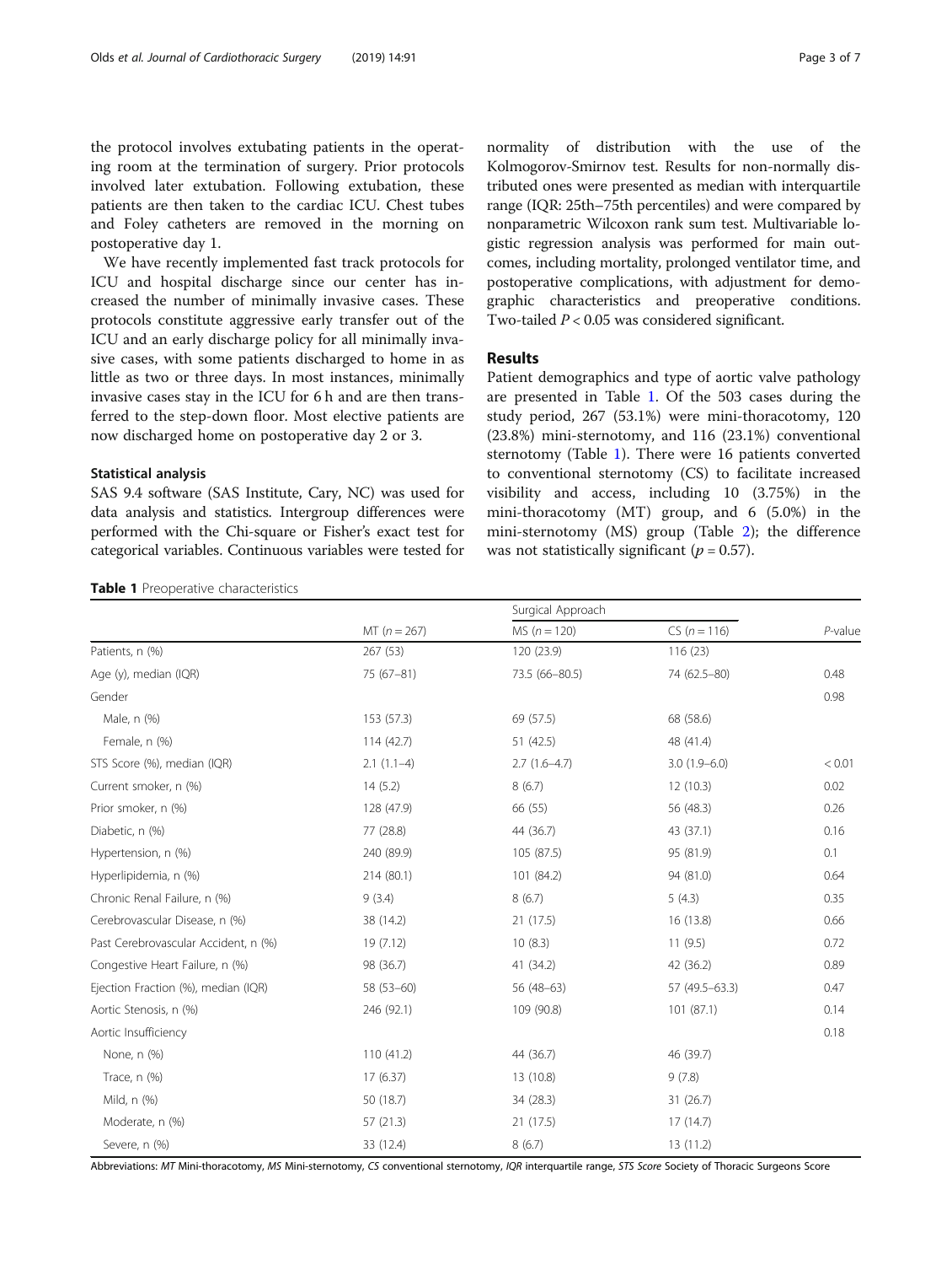the protocol involves extubating patients in the operating room at the termination of surgery. Prior protocols involved later extubation. Following extubation, these patients are then taken to the cardiac ICU. Chest tubes and Foley catheters are removed in the morning on postoperative day 1.

We have recently implemented fast track protocols for ICU and hospital discharge since our center has increased the number of minimally invasive cases. These protocols constitute aggressive early transfer out of the ICU and an early discharge policy for all minimally invasive cases, with some patients discharged to home in as little as two or three days. In most instances, minimally invasive cases stay in the ICU for 6 h and are then transferred to the step-down floor. Most elective patients are now discharged home on postoperative day 2 or 3.

### Statistical analysis

SAS 9.4 software (SAS Institute, Cary, NC) was used for data analysis and statistics. Intergroup differences were performed with the Chi-square or Fisher's exact test for categorical variables. Continuous variables were tested for normality of distribution with the use of the Kolmogorov-Smirnov test. Results for non-normally distributed ones were presented as median with interquartile range (IQR: 25th–75th percentiles) and were compared by nonparametric Wilcoxon rank sum test. Multivariable logistic regression analysis was performed for main outcomes, including mortality, prolonged ventilator time, and postoperative complications, with adjustment for demographic characteristics and preoperative conditions. Two-tailed $P < 0.05$ was considered significant.

## Results

Patient demographics and type of aortic valve pathology are presented in Table 1. Of the 503 cases during the study period, 267 (53.1%) were mini-thoracotomy, 120 (23.8%) mini-sternotomy, and 116 (23.1%) conventional sternotomy (Table 1). There were 16 patients converted to conventional sternotomy (CS) to facilitate increased visibility and access, including 10 (3.75%) in the mini-thoracotomy (MT) group, and 6 (5.0%) in the mini-sternotomy (MS) group (Table 2); the difference was not statistically significant ($p = 0.57$).

**Table 1** Preoperative characteristics

| | Surgical Approach | | | |
|---|---|---|---|---|
| | MT (*n* = 267) | MS (*n* = 120) | CS (*n* = 116) | *P*-value |
| Patients, n (%) | 267 (53) | 120 (23.9) | 116 (23) | |
| Age (y), median (IQR) | 75 (67–81) | 73.5 (66–80.5) | 74 (62.5–80) | 0.48 |
| Gender | | | | 0.98 |
| Male, n (%) | 153 (57.3) | 69 (57.5) | 68 (58.6) | |
| Female, n (%) | 114 (42.7) | 51 (42.5) | 48 (41.4) | |
| STS Score (%), median (IQR) | 2.1 (1.1–4) | 2.7 (1.6–4.7) | 3.0 (1.9–6.0) | < 0.01 |
| Current smoker, n (%) | 14 (5.2) | 8 (6.7) | 12 (10.3) | 0.02 |
| Prior smoker, n (%) | 128 (47.9) | 66 (55) | 56 (48.3) | 0.26 |
| Diabetic, n (%) | 77 (28.8) | 44 (36.7) | 43 (37.1) | 0.16 |
| Hypertension, n (%) | 240 (89.9) | 105 (87.5) | 95 (81.9) | 0.1 |
| Hyperlipidemia, n (%) | 214 (80.1) | 101 (84.2) | 94 (81.0) | 0.64 |
| Chronic Renal Failure, n (%) | 9 (3.4) | 8 (6.7) | 5 (4.3) | 0.35 |
| Cerebrovascular Disease, n (%) | 38 (14.2) | 21 (17.5) | 16 (13.8) | 0.66 |
| Past Cerebrovascular Accident, n (%) | 19 (7.12) | 10 (8.3) | 11 (9.5) | 0.72 |
| Congestive Heart Failure, n (%) | 98 (36.7) | 41 (34.2) | 42 (36.2) | 0.89 |
| Ejection Fraction (%), median (IQR) | 58 (53–60) | 56 (48–63) | 57 (49.5–63.3) | 0.47 |
| Aortic Stenosis, n (%) | 246 (92.1) | 109 (90.8) | 101 (87.1) | 0.14 |
| Aortic Insufficiency | | | | 0.18 |
| None, n (%) | 110 (41.2) | 44 (36.7) | 46 (39.7) | |
| Trace, n (%) | 17 (6.37) | 13 (10.8) | 9 (7.8) | |
| Mild, n (%) | 50 (18.7) | 34 (28.3) | 31 (26.7) | |
| Moderate, n (%) | 57 (21.3) | 21 (17.5) | 17 (14.7) | |
| Severe, n (%) | 33 (12.4) | 8 (6.7) | 13 (11.2) | |

Abbreviations: *MT* Mini-thoracotomy, *MS* Mini-sternotomy, *CS* conventional sternotomy, *IQR* interquartile range, *STS Score* Society of Thoracic Surgeons Score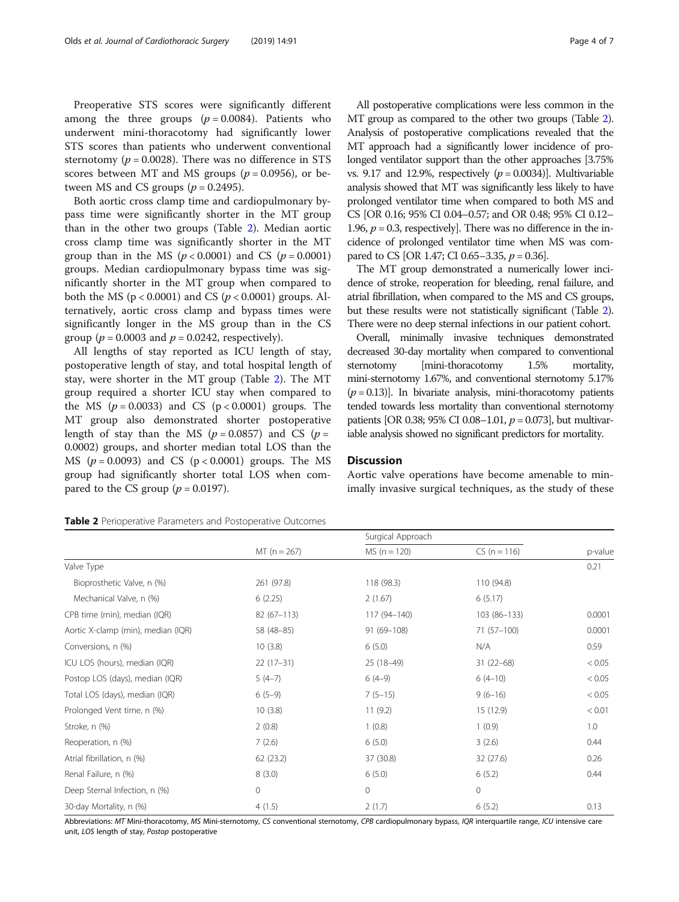Preoperative STS scores were significantly different among the three groups ($p = 0.0084$). Patients who underwent mini-thoracotomy had significantly lower STS scores than patients who underwent conventional sternotomy ($p = 0.0028$). There was no difference in STS scores between MT and MS groups ($p = 0.0956$), or between MS and CS groups ($p = 0.2495$).

Both aortic cross clamp time and cardiopulmonary bypass time were significantly shorter in the MT group than in the other two groups (Table 2). Median aortic cross clamp time was significantly shorter in the MT group than in the MS ($p < 0.0001$) and CS ($p = 0.0001$) groups. Median cardiopulmonary bypass time was significantly shorter in the MT group when compared to both the MS ($p < 0.0001$) and CS ($p < 0.0001$) groups. Alternatively, aortic cross clamp and bypass times were significantly longer in the MS group than in the CS group ($p = 0.0003$ and $p = 0.0242$, respectively).

All lengths of stay reported as ICU length of stay, postoperative length of stay, and total hospital length of stay, were shorter in the MT group (Table 2). The MT group required a shorter ICU stay when compared to the MS ($p = 0.0033$) and CS ($p < 0.0001$) groups. The MT group also demonstrated shorter postoperative length of stay than the MS ($p = 0.0857$) and CS ($p = 0.0002$) groups, and shorter median total LOS than the MS ($p = 0.0093$) and CS ($p < 0.0001$) groups. The MS group had significantly shorter total LOS when compared to the CS group ($p = 0.0197$).

All postoperative complications were less common in the MT group as compared to the other two groups (Table 2). Analysis of postoperative complications revealed that the MT approach had a significantly lower incidence of prolonged ventilator support than the other approaches [3.75% vs. 9.17 and 12.9%, respectively ($p = 0.0034$)]. Multivariable analysis showed that MT was significantly less likely to have prolonged ventilator time when compared to both MS and CS [OR 0.16; 95% CI 0.04–0.57; and OR 0.48; 95% CI 0.12–1.96, $p = 0.3$, respectively]. There was no difference in the incidence of prolonged ventilator time when MS was compared to CS [OR 1.47; CI 0.65–3.35, $p = 0.36$].

The MT group demonstrated a numerically lower incidence of stroke, reoperation for bleeding, renal failure, and atrial fibrillation, when compared to the MS and CS groups, but these results were not statistically significant (Table 2). There were no deep sternal infections in our patient cohort.

Overall, minimally invasive techniques demonstrated decreased 30-day mortality when compared to conventional sternotomy [mini-thoracotomy 1.5% mortality, mini-sternotomy 1.67%, and conventional sternotomy 5.17% ($p = 0.13$)]. In bivariate analysis, mini-thoracotomy patients tended towards less mortality than conventional sternotomy patients [OR 0.38; 95% CI 0.08–1.01, $p = 0.073$], but multivariable analysis showed no significant predictors for mortality.

## Discussion

Aortic valve operations have become amenable to minimally invasive surgical techniques, as the study of these

**Table 2** Perioperative Parameters and Postoperative Outcomes

| | Surgical Approach | | | |
|---|---|---|---|---|
| | MT (n = 267) | MS (n = 120) | CS (n = 116) | p-value |
| Valve Type | | | | 0.21 |
| Bioprosthetic Valve, n (%) | 261 (97.8) | 118 (98.3) | 110 (94.8) | |
| Mechanical Valve, n (%) | 6 (2.25) | 2 (1.67) | 6 (5.17) | |
| CPB time (min), median (IQR) | 82 (67–113) | 117 (94–140) | 103 (86–133) | 0.0001 |
| Aortic X-clamp (min), median (IQR) | 58 (48–85) | 91 (69–108) | 71 (57–100) | 0.0001 |
| Conversions, n (%) | 10 (3.8) | 6 (5.0) | N/A | 0.59 |
| ICU LOS (hours), median (IQR) | 22 (17–31) | 25 (18–49) | 31 (22–68) | < 0.05 |
| Postop LOS (days), median (IQR) | 5 (4–7) | 6 (4–9) | 6 (4–10) | < 0.05 |
| Total LOS (days), median (IQR) | 6 (5–9) | 7 (5–15) | 9 (6–16) | < 0.05 |
| Prolonged Vent time, n (%) | 10 (3.8) | 11 (9.2) | 15 (12.9) | < 0.01 |
| Stroke, n (%) | 2 (0.8) | 1 (0.8) | 1 (0.9) | 1.0 |
| Reoperation, n (%) | 7 (2.6) | 6 (5.0) | 3 (2.6) | 0.44 |
| Atrial fibrillation, n (%) | 62 (23.2) | 37 (30.8) | 32 (27.6) | 0.26 |
| Renal Failure, n (%) | 8 (3.0) | 6 (5.0) | 6 (5.2) | 0.44 |
| Deep Sternal Infection, n (%) | 0 | 0 | 0 | |
| 30-day Mortality, n (%) | 4 (1.5) | 2 (1.7) | 6 (5.2) | 0.13 |

Abbreviations: *MT* Mini-thoracotomy, *MS* Mini-sternotomy, *CS* conventional sternotomy, *CPB* cardiopulmonary bypass, *IQR* interquartile range, *ICU* intensive care unit, *LOS* length of stay, *Postop* postoperative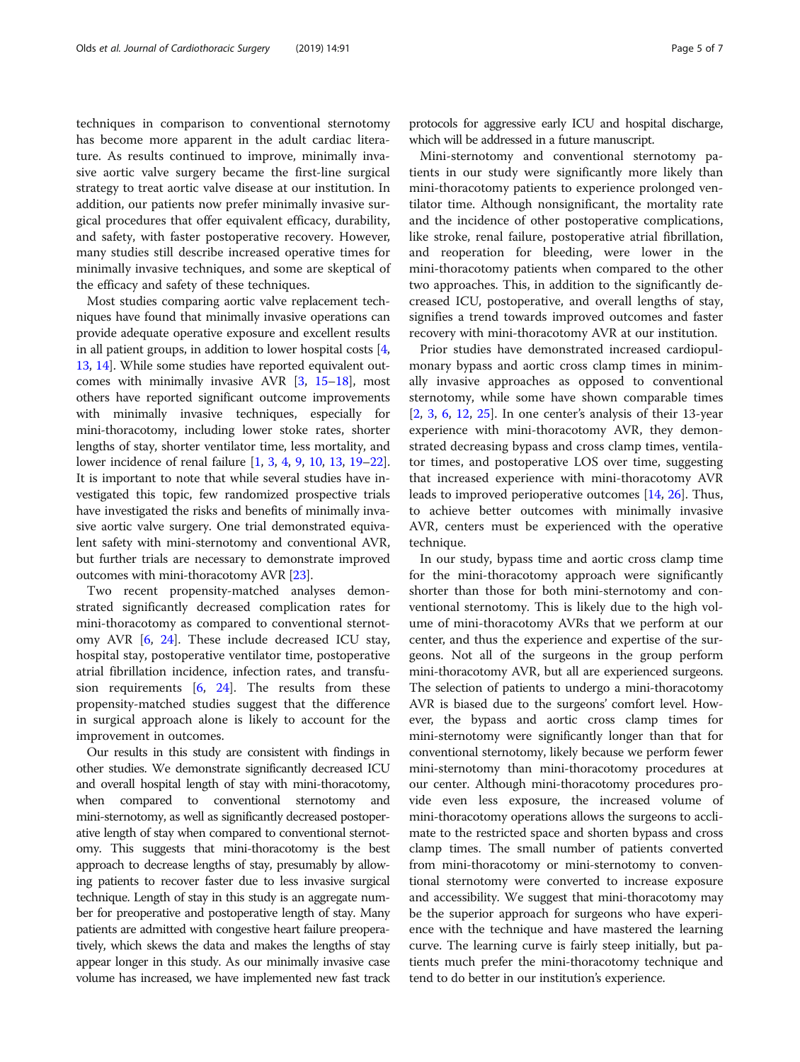techniques in comparison to conventional sternotomy has become more apparent in the adult cardiac literature. As results continued to improve, minimally invasive aortic valve surgery became the first-line surgical strategy to treat aortic valve disease at our institution. In addition, our patients now prefer minimally invasive surgical procedures that offer equivalent efficacy, durability, and safety, with faster postoperative recovery. However, many studies still describe increased operative times for minimally invasive techniques, and some are skeptical of the efficacy and safety of these techniques.

Most studies comparing aortic valve replacement techniques have found that minimally invasive operations can provide adequate operative exposure and excellent results in all patient groups, in addition to lower hospital costs [4, 13, 14]. While some studies have reported equivalent outcomes with minimally invasive AVR [3, 15–18], most others have reported significant outcome improvements with minimally invasive techniques, especially for mini-thoracotomy, including lower stoke rates, shorter lengths of stay, shorter ventilator time, less mortality, and lower incidence of renal failure [1, 3, 4, 9, 10, 13, 19–22]. It is important to note that while several studies have investigated this topic, few randomized prospective trials have investigated the risks and benefits of minimally invasive aortic valve surgery. One trial demonstrated equivalent safety with mini-sternotomy and conventional AVR, but further trials are necessary to demonstrate improved outcomes with mini-thoracotomy AVR [23].

Two recent propensity-matched analyses demonstrated significantly decreased complication rates for mini-thoracotomy as compared to conventional sternotomy AVR [6, 24]. These include decreased ICU stay, hospital stay, postoperative ventilator time, postoperative atrial fibrillation incidence, infection rates, and transfusion requirements [6, 24]. The results from these propensity-matched studies suggest that the difference in surgical approach alone is likely to account for the improvement in outcomes.

Our results in this study are consistent with findings in other studies. We demonstrate significantly decreased ICU and overall hospital length of stay with mini-thoracotomy, when compared to conventional sternotomy and mini-sternotomy, as well as significantly decreased postoperative length of stay when compared to conventional sternotomy. This suggests that mini-thoracotomy is the best approach to decrease lengths of stay, presumably by allowing patients to recover faster due to less invasive surgical technique. Length of stay in this study is an aggregate number for preoperative and postoperative length of stay. Many patients are admitted with congestive heart failure preoperatively, which skews the data and makes the lengths of stay appear longer in this study. As our minimally invasive case volume has increased, we have implemented new fast track protocols for aggressive early ICU and hospital discharge, which will be addressed in a future manuscript.

Mini-sternotomy and conventional sternotomy patients in our study were significantly more likely than mini-thoracotomy patients to experience prolonged ventilator time. Although nonsignificant, the mortality rate and the incidence of other postoperative complications, like stroke, renal failure, postoperative atrial fibrillation, and reoperation for bleeding, were lower in the mini-thoracotomy patients when compared to the other two approaches. This, in addition to the significantly decreased ICU, postoperative, and overall lengths of stay, signifies a trend towards improved outcomes and faster recovery with mini-thoracotomy AVR at our institution.

Prior studies have demonstrated increased cardiopulmonary bypass and aortic cross clamp times in minimally invasive approaches as opposed to conventional sternotomy, while some have shown comparable times [2, 3, 6, 12, 25]. In one center's analysis of their 13-year experience with mini-thoracotomy AVR, they demonstrated decreasing bypass and cross clamp times, ventilator times, and postoperative LOS over time, suggesting that increased experience with mini-thoracotomy AVR leads to improved perioperative outcomes [14, 26]. Thus, to achieve better outcomes with minimally invasive AVR, centers must be experienced with the operative technique.

In our study, bypass time and aortic cross clamp time for the mini-thoracotomy approach were significantly shorter than those for both mini-sternotomy and conventional sternotomy. This is likely due to the high volume of mini-thoracotomy AVRs that we perform at our center, and thus the experience and expertise of the surgeons. Not all of the surgeons in the group perform mini-thoracotomy AVR, but all are experienced surgeons. The selection of patients to undergo a mini-thoracotomy AVR is biased due to the surgeons' comfort level. However, the bypass and aortic cross clamp times for mini-sternotomy were significantly longer than that for conventional sternotomy, likely because we perform fewer mini-sternotomy than mini-thoracotomy procedures at our center. Although mini-thoracotomy procedures provide even less exposure, the increased volume of mini-thoracotomy operations allows the surgeons to acclimate to the restricted space and shorten bypass and cross clamp times. The small number of patients converted from mini-thoracotomy or mini-sternotomy to conventional sternotomy were converted to increase exposure and accessibility. We suggest that mini-thoracotomy may be the superior approach for surgeons who have experience with the technique and have mastered the learning curve. The learning curve is fairly steep initially, but patients much prefer the mini-thoracotomy technique and tend to do better in our institution's experience.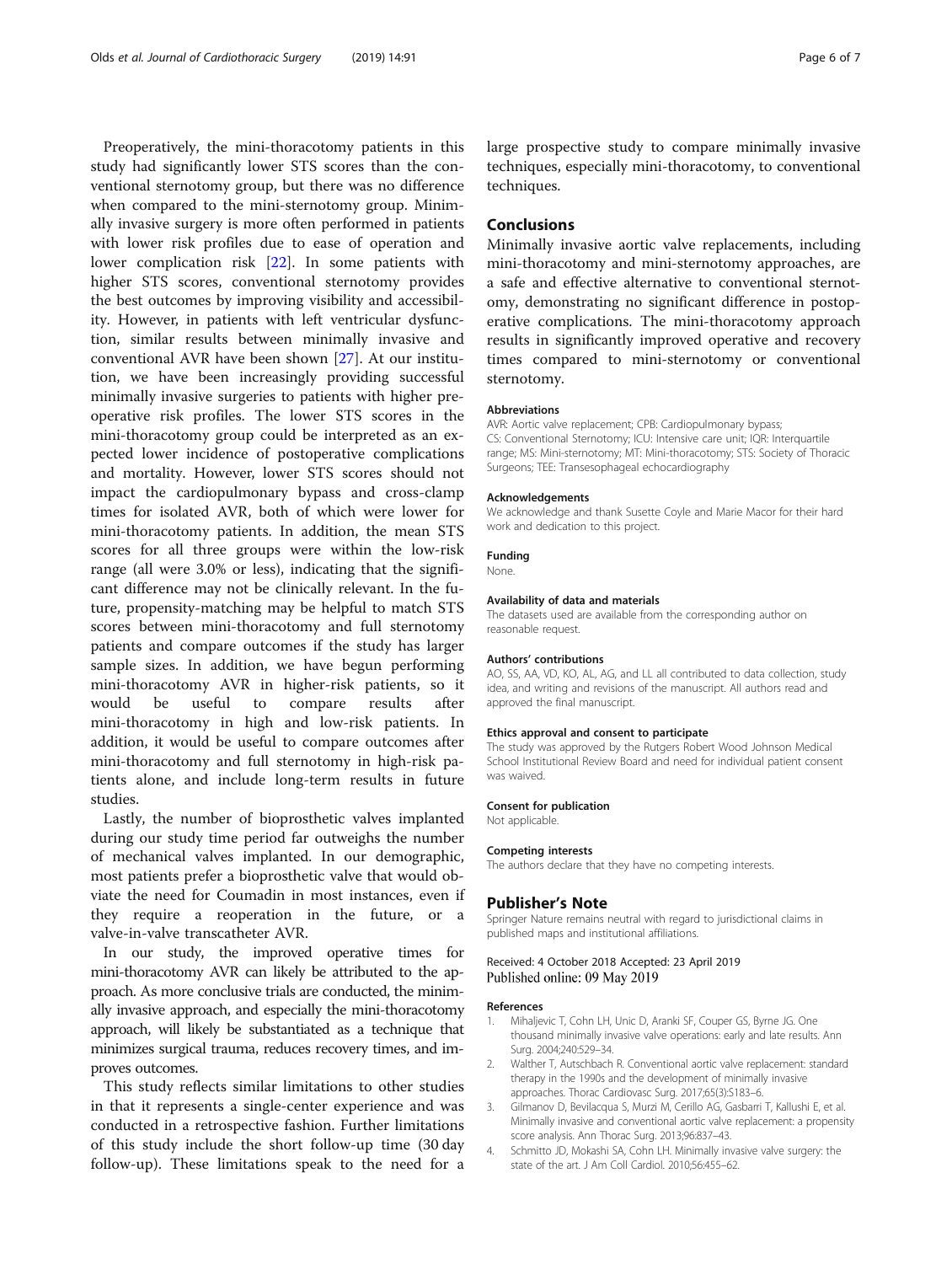Preoperatively, the mini-thoracotomy patients in this study had significantly lower STS scores than the conventional sternotomy group, but there was no difference when compared to the mini-sternotomy group. Minimally invasive surgery is more often performed in patients with lower risk profiles due to ease of operation and lower complication risk [22]. In some patients with higher STS scores, conventional sternotomy provides the best outcomes by improving visibility and accessibility. However, in patients with left ventricular dysfunction, similar results between minimally invasive and conventional AVR have been shown [27]. At our institution, we have been increasingly providing successful minimally invasive surgeries to patients with higher preoperative risk profiles. The lower STS scores in the mini-thoracotomy group could be interpreted as an expected lower incidence of postoperative complications and mortality. However, lower STS scores should not impact the cardiopulmonary bypass and cross-clamp times for isolated AVR, both of which were lower for mini-thoracotomy patients. In addition, the mean STS scores for all three groups were within the low-risk range (all were 3.0% or less), indicating that the significant difference may not be clinically relevant. In the future, propensity-matching may be helpful to match STS scores between mini-thoracotomy and full sternotomy patients and compare outcomes if the study has larger sample sizes. In addition, we have begun performing mini-thoracotomy AVR in higher-risk patients, so it would be useful to compare results after mini-thoracotomy in high and low-risk patients. In addition, it would be useful to compare outcomes after mini-thoracotomy and full sternotomy in high-risk patients alone, and include long-term results in future studies.

Lastly, the number of bioprosthetic valves implanted during our study time period far outweighs the number of mechanical valves implanted. In our demographic, most patients prefer a bioprosthetic valve that would obviate the need for Coumadin in most instances, even if they require a reoperation in the future, or a valve-in-valve transcatheter AVR.

In our study, the improved operative times for mini-thoracotomy AVR can likely be attributed to the approach. As more conclusive trials are conducted, the minimally invasive approach, and especially the mini-thoracotomy approach, will likely be substantiated as a technique that minimizes surgical trauma, reduces recovery times, and improves outcomes.

This study reflects similar limitations to other studies in that it represents a single-center experience and was conducted in a retrospective fashion. Further limitations of this study include the short follow-up time (30 day follow-up). These limitations speak to the need for a large prospective study to compare minimally invasive techniques, especially mini-thoracotomy, to conventional techniques.

## Conclusions

Minimally invasive aortic valve replacements, including mini-thoracotomy and mini-sternotomy approaches, are a safe and effective alternative to conventional sternotomy, demonstrating no significant difference in postoperative complications. The mini-thoracotomy approach results in significantly improved operative and recovery times compared to mini-sternotomy or conventional sternotomy.

#### Abbreviations

AVR: Aortic valve replacement; CPB: Cardiopulmonary bypass; CS: Conventional Sternotomy; ICU: Intensive care unit; IQR: Interquartile range; MS: Mini-sternotomy; MT: Mini-thoracotomy; STS: Society of Thoracic Surgeons; TEE: Transesophageal echocardiography

#### Acknowledgements

We acknowledge and thank Susette Coyle and Marie Macor for their hard work and dedication to this project.

#### Funding

None.

#### Availability of data and materials

The datasets used are available from the corresponding author on reasonable request.

#### Authors' contributions

AO, SS, AA, VD, KO, AL, AG, and LL all contributed to data collection, study idea, and writing and revisions of the manuscript. All authors read and approved the final manuscript.

#### Ethics approval and consent to participate

The study was approved by the Rutgers Robert Wood Johnson Medical School Institutional Review Board and need for individual patient consent was waived.

#### Consent for publication

Not applicable.

#### Competing interests

The authors declare that they have no competing interests.

## Publisher's Note

Springer Nature remains neutral with regard to jurisdictional claims in published maps and institutional affiliations.

Received: 4 October 2018 Accepted: 23 April 2019
Published online: 09 May 2019

#### References

1. Mihaljevic T, Cohn LH, Unic D, Aranki SF, Couper GS, Byrne JG. One thousand minimally invasive valve operations: early and late results. Ann Surg. 2004;240:529–34.
2. Walther T, Autschbach R. Conventional aortic valve replacement: standard therapy in the 1990s and the development of minimally invasive approaches. Thorac Cardiovasc Surg. 2017;65(3):S183–6.
3. Gilmanov D, Bevilacqua S, Murzi M, Cerillo AG, Gasbarri T, Kallushi E, et al. Minimally invasive and conventional aortic valve replacement: a propensity score analysis. Ann Thorac Surg. 2013;96:837–43.
4. Schmitto JD, Mokashi SA, Cohn LH. Minimally invasive valve surgery: the state of the art. J Am Coll Cardiol. 2010;56:455–62.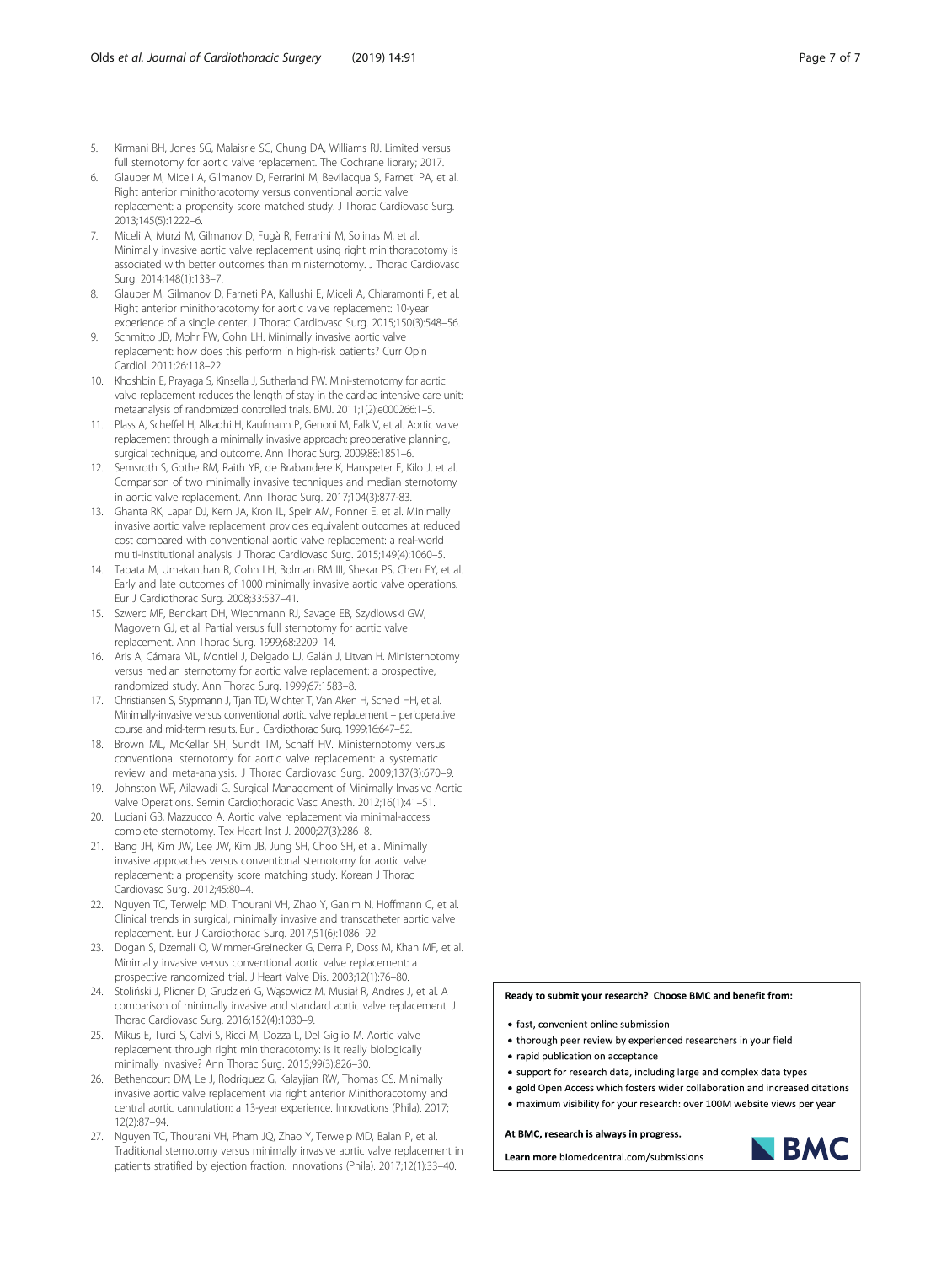5. Kirmani BH, Jones SG, Malaisrie SC, Chung DA, Williams RJ. Limited versus full sternotomy for aortic valve replacement. The Cochrane library; 2017.
6. Glauber M, Miceli A, Gilmanov D, Ferrarini M, Bevilacqua S, Farneti PA, et al. Right anterior minithoracotomy versus conventional aortic valve replacement: a propensity score matched study. J Thorac Cardiovasc Surg. 2013;145(5):1222–6.
7. Miceli A, Murzi M, Gilmanov D, Fugà R, Ferrarini M, Solinas M, et al. Minimally invasive aortic valve replacement using right minithoracotomy is associated with better outcomes than ministernotomy. J Thorac Cardiovasc Surg. 2014;148(1):133–7.
8. Glauber M, Gilmanov D, Farneti PA, Kallushi E, Miceli A, Chiaramonti F, et al. Right anterior minithoracotomy for aortic valve replacement: 10-year experience of a single center. J Thorac Cardiovasc Surg. 2015;150(3):548–56.
9. Schmitto JD, Mohr FW, Cohn LH. Minimally invasive aortic valve replacement: how does this perform in high-risk patients? Curr Opin Cardiol. 2011;26:118–22.
10. Khoshbin E, Prayaga S, Kinsella J, Sutherland FW. Mini-sternotomy for aortic valve replacement reduces the length of stay in the cardiac intensive care unit: metaanalysis of randomized controlled trials. BMJ. 2011;1(2):e000266:1–5.
11. Plass A, Scheffel H, Alkadhi H, Kaufmann P, Genoni M, Falk V, et al. Aortic valve replacement through a minimally invasive approach: preoperative planning, surgical technique, and outcome. Ann Thorac Surg. 2009;88:1851–6.
12. Semsroth S, Gothe RM, Raith YR, de Brabandere K, Hanspeter E, Kilo J, et al. Comparison of two minimally invasive techniques and median sternotomy in aortic valve replacement. Ann Thorac Surg. 2017;104(3):877-83.
13. Ghanta RK, Lapar DJ, Kern JA, Kron IL, Speir AM, Fonner E, et al. Minimally invasive aortic valve replacement provides equivalent outcomes at reduced cost compared with conventional aortic valve replacement: a real-world multi-institutional analysis. J Thorac Cardiovasc Surg. 2015;149(4):1060–5.
14. Tabata M, Umakanthan R, Cohn LH, Bolman RM III, Shekar PS, Chen FY, et al. Early and late outcomes of 1000 minimally invasive aortic valve operations. Eur J Cardiothorac Surg. 2008;33:537–41.
15. Szwerc MF, Benckart DH, Wiechmann RJ, Savage EB, Szydlowski GW, Magovern GJ, et al. Partial versus full sternotomy for aortic valve replacement. Ann Thorac Surg. 1999;68:2209–14.
16. Aris A, Cámara ML, Montiel J, Delgado LJ, Galán J, Litvan H. Ministernotomy versus median sternotomy for aortic valve replacement: a prospective, randomized study. Ann Thorac Surg. 1999;67:1583–8.
17. Christiansen S, Stypmann J, Tjan TD, Wichter T, Van Aken H, Scheld HH, et al. Minimally-invasive versus conventional aortic valve replacement – perioperative course and mid-term results. Eur J Cardiothorac Surg. 1999;16:647–52.
18. Brown ML, McKellar SH, Sundt TM, Schaff HV. Ministernotomy versus conventional sternotomy for aortic valve replacement: a systematic review and meta-analysis. J Thorac Cardiovasc Surg. 2009;137(3):670–9.
19. Johnston WF, Ailawadi G. Surgical Management of Minimally Invasive Aortic Valve Operations. Semin Cardiothoracic Vasc Anesth. 2012;16(1):41–51.
20. Luciani GB, Mazzucco A. Aortic valve replacement via minimal-access complete sternotomy. Tex Heart Inst J. 2000;27(3):286–8.
21. Bang JH, Kim JW, Lee JW, Kim JB, Jung SH, Choo SH, et al. Minimally invasive approaches versus conventional sternotomy for aortic valve replacement: a propensity score matching study. Korean J Thorac Cardiovasc Surg. 2012;45:80–4.
22. Nguyen TC, Terwelp MD, Thourani VH, Zhao Y, Ganim N, Hoffmann C, et al. Clinical trends in surgical, minimally invasive and transcatheter aortic valve replacement. Eur J Cardiothorac Surg. 2017;51(6):1086–92.
23. Dogan S, Dzemali O, Wimmer-Greinecker G, Derra P, Doss M, Khan MF, et al. Minimally invasive versus conventional aortic valve replacement: a prospective randomized trial. J Heart Valve Dis. 2003;12(1):76–80.
24. Stoliński J, Plicner D, Grudzień G, Wąsowicz M, Musiał R, Andres J, et al. A comparison of minimally invasive and standard aortic valve replacement. J Thorac Cardiovasc Surg. 2016;152(4):1030–9.
25. Mikus E, Turci S, Calvi S, Ricci M, Dozza L, Del Giglio M. Aortic valve replacement through right minithoracotomy: is it really biologically minimally invasive? Ann Thorac Surg. 2015;99(3):826–30.
26. Bethencourt DM, Le J, Rodriguez G, Kalayjian RW, Thomas GS. Minimally invasive aortic valve replacement via right anterior Minithoracotomy and central aortic cannulation: a 13-year experience. Innovations (Phila). 2017;12(2):87–94.
27. Nguyen TC, Thourani VH, Pham JQ, Zhao Y, Terwelp MD, Balan P, et al. Traditional sternotomy versus minimally invasive aortic valve replacement in patients stratified by ejection fraction. Innovations (Phila). 2017;12(1):33–40.

**Ready to submit your research? Choose BMC and benefit from:**

- fast, convenient online submission
- thorough peer review by experienced researchers in your field
- rapid publication on acceptance
- support for research data, including large and complex data types
- gold Open Access which fosters wider collaboration and increased citations
- maximum visibility for your research: over 100M website views per year

**At BMC, research is always in progress.**

**Learn more** biomedcentral.com/submissions

BMC